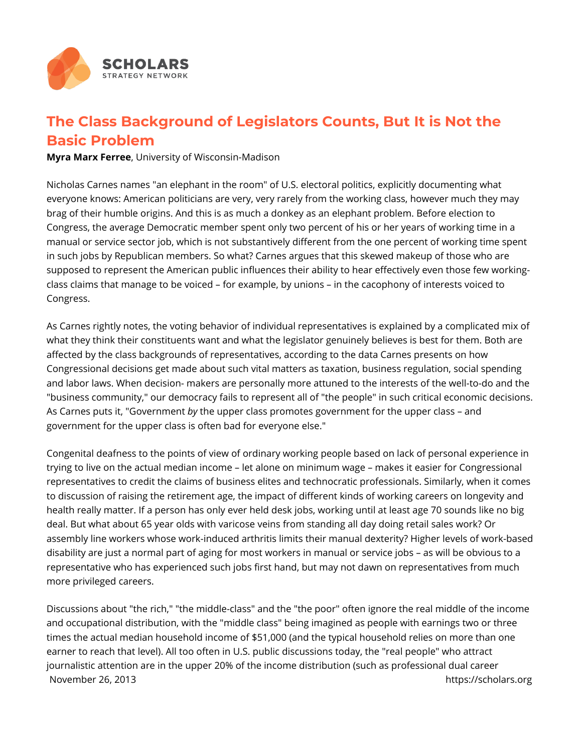# The Class Background of Legislators Counts, But It is Not the Basic Problem

**Myra Marx Ferree**, University of Wisconsin-Madison

Nicholas Carnes names "an elephant in the room" of U.S. electoral politics, explicitly documenting what everyone knows: American politicians are very, very rarely from the working class, however much they may brag of their humble origins. And this is as much a donkey as an elephant problem. Before election to Congress, the average Democratic member spent only two percent of his or her years of working time in a manual or service sector job, which is not substantively different from the one percent of working time spent in such jobs by Republican members. So what? Carnes argues that this skewed makeup of those who are supposed to represent the American public influences their ability to hear effectively even those few working-class claims that manage to be voiced – for example, by unions – in the cacophony of interests voiced to Congress.

As Carnes rightly notes, the voting behavior of individual representatives is explained by a complicated mix of what they think their constituents want and what the legislator genuinely believes is best for them. Both are affected by the class backgrounds of representatives, according to the data Carnes presents on how Congressional decisions get made about such vital matters as taxation, business regulation, social spending and labor laws. When decision- makers are personally more attuned to the interests of the well-to-do and the "business community," our democracy fails to represent all of "the people" in such critical economic decisions. As Carnes puts it, "Government *by* the upper class promotes government for the upper class – and government for the upper class is often bad for everyone else."

Congenital deafness to the points of view of ordinary working people based on lack of personal experience in trying to live on the actual median income – let alone on minimum wage – makes it easier for Congressional representatives to credit the claims of business elites and technocratic professionals. Similarly, when it comes to discussion of raising the retirement age, the impact of different kinds of working careers on longevity and health really matter. If a person has only ever held desk jobs, working until at least age 70 sounds like no big deal. But what about 65 year olds with varicose veins from standing all day doing retail sales work? Or assembly line workers whose work-induced arthritis limits their manual dexterity? Higher levels of work-based disability are just a normal part of aging for most workers in manual or service jobs – as will be obvious to a representative who has experienced such jobs first hand, but may not dawn on representatives from much more privileged careers.

Discussions about "the rich," "the middle-class" and the "the poor" often ignore the real middle of the income and occupational distribution, with the "middle class" being imagined as people with earnings two or three times the actual median household income of $51,000 (and the typical household relies on more than one earner to reach that level). All too often in U.S. public discussions today, the "real people" who attract journalistic attention are in the upper 20% of the income distribution (such as professional dual career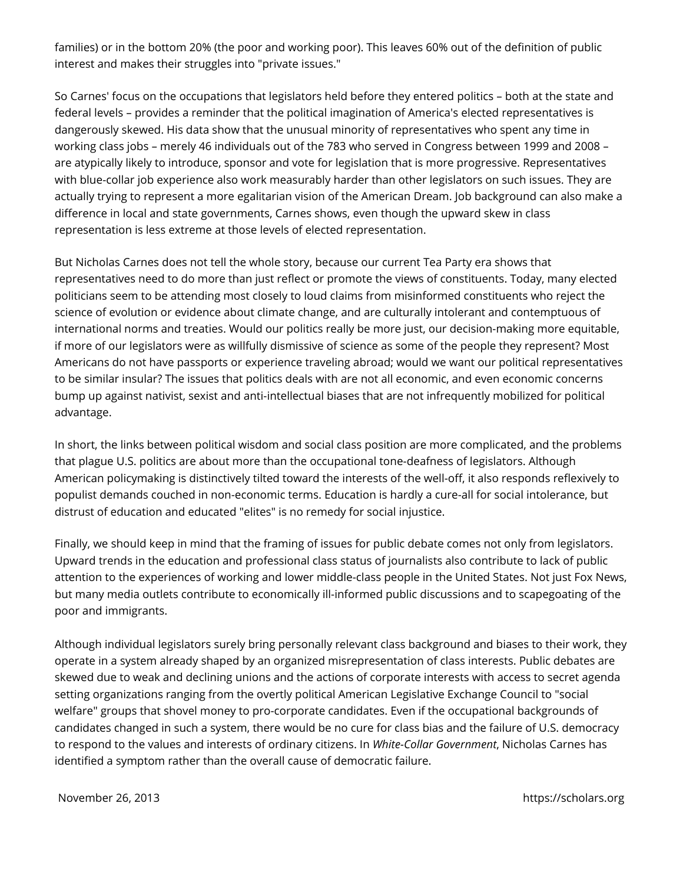families) or in the bottom 20% (the poor and working poor). This leaves 60% out of the definition of public interest and makes their struggles into "private issues."

So Carnes' focus on the occupations that legislators held before they entered politics – both at the state and federal levels – provides a reminder that the political imagination of America's elected representatives is dangerously skewed. His data show that the unusual minority of representatives who spent any time in working class jobs – merely 46 individuals out of the 783 who served in Congress between 1999 and 2008 – are atypically likely to introduce, sponsor and vote for legislation that is more progressive. Representatives with blue-collar job experience also work measurably harder than other legislators on such issues. They are actually trying to represent a more egalitarian vision of the American Dream. Job background can also make a difference in local and state governments, Carnes shows, even though the upward skew in class representation is less extreme at those levels of elected representation.

But Nicholas Carnes does not tell the whole story, because our current Tea Party era shows that representatives need to do more than just reflect or promote the views of constituents. Today, many elected politicians seem to be attending most closely to loud claims from misinformed constituents who reject the science of evolution or evidence about climate change, and are culturally intolerant and contemptuous of international norms and treaties. Would our politics really be more just, our decision-making more equitable, if more of our legislators were as willfully dismissive of science as some of the people they represent? Most Americans do not have passports or experience traveling abroad; would we want our political representatives to be similar insular? The issues that politics deals with are not all economic, and even economic concerns bump up against nativist, sexist and anti-intellectual biases that are not infrequently mobilized for political advantage.

In short, the links between political wisdom and social class position are more complicated, and the problems that plague U.S. politics are about more than the occupational tone-deafness of legislators. Although American policymaking is distinctively tilted toward the interests of the well-off, it also responds reflexively to populist demands couched in non-economic terms. Education is hardly a cure-all for social intolerance, but distrust of education and educated "elites" is no remedy for social injustice.

Finally, we should keep in mind that the framing of issues for public debate comes not only from legislators. Upward trends in the education and professional class status of journalists also contribute to lack of public attention to the experiences of working and lower middle-class people in the United States. Not just Fox News, but many media outlets contribute to economically ill-informed public discussions and to scapegoating of the poor and immigrants.

Although individual legislators surely bring personally relevant class background and biases to their work, they operate in a system already shaped by an organized misrepresentation of class interests. Public debates are skewed due to weak and declining unions and the actions of corporate interests with access to secret agenda setting organizations ranging from the overtly political American Legislative Exchange Council to "social welfare" groups that shovel money to pro-corporate candidates. Even if the occupational backgrounds of candidates changed in such a system, there would be no cure for class bias and the failure of U.S. democracy to respond to the values and interests of ordinary citizens. In *White-Collar Government*, Nicholas Carnes has identified a symptom rather than the overall cause of democratic failure.